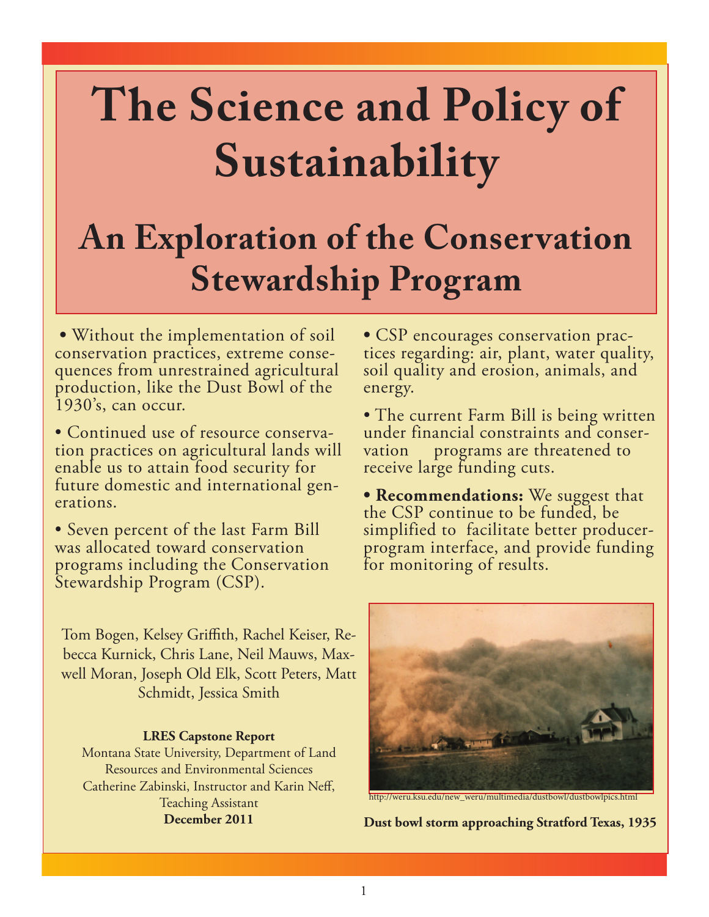# The Science and Policy of Sustainability

## An Exploration of the Conservation Stewardship Program

- Without the implementation of soil conservation practices, extreme consequences from unrestrained agricultural production, like the Dust Bowl of the 1930's, can occur.
- Continued use of resource conservation practices on agricultural lands will enable us to attain food security for future domestic and international generations.
- Seven percent of the last Farm Bill was allocated toward conservation programs including the Conservation Stewardship Program (CSP).
- CSP encourages conservation practices regarding: air, plant, water quality, soil quality and erosion, animals, and energy.
- The current Farm Bill is being written under financial constraints and conservation programs are threatened to receive large funding cuts.
- **Recommendations:** We suggest that the CSP continue to be funded, be simplified to facilitate better producer-program interface, and provide funding for monitoring of results.

Tom Bogen, Kelsey Griffith, Rachel Keiser, Rebecca Kurnick, Chris Lane, Neil Mauws, Maxwell Moran, Joseph Old Elk, Scott Peters, Matt Schmidt, Jessica Smith

**LRES Capstone Report**
Montana State University, Department of Land Resources and Environmental Sciences
Catherine Zabinski, Instructor and Karin Neff, Teaching Assistant
**December 2011**

http://weru.ksu.edu/new_weru/multimedia/dustbowl/dustbowlpics.html

**Dust bowl storm approaching Stratford Texas, 1935**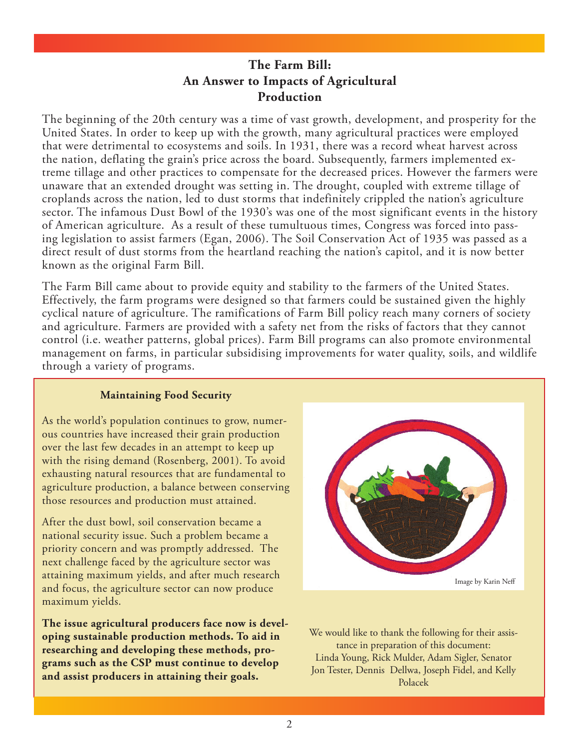## The Farm Bill: An Answer to Impacts of Agricultural Production

The beginning of the 20th century was a time of vast growth, development, and prosperity for the United States. In order to keep up with the growth, many agricultural practices were employed that were detrimental to ecosystems and soils. In 1931, there was a record wheat harvest across the nation, deflating the grain's price across the board. Subsequently, farmers implemented extreme tillage and other practices to compensate for the decreased prices. However the farmers were unaware that an extended drought was setting in. The drought, coupled with extreme tillage of croplands across the nation, led to dust storms that indefinitely crippled the nation's agriculture sector. The infamous Dust Bowl of the 1930's was one of the most significant events in the history of American agriculture. As a result of these tumultuous times, Congress was forced into passing legislation to assist farmers (Egan, 2006). The Soil Conservation Act of 1935 was passed as a direct result of dust storms from the heartland reaching the nation's capitol, and it is now better known as the original Farm Bill.

The Farm Bill came about to provide equity and stability to the farmers of the United States. Effectively, the farm programs were designed so that farmers could be sustained given the highly cyclical nature of agriculture. The ramifications of Farm Bill policy reach many corners of society and agriculture. Farmers are provided with a safety net from the risks of factors that they cannot control (i.e. weather patterns, global prices). Farm Bill programs can also promote environmental management on farms, in particular subsidising improvements for water quality, soils, and wildlife through a variety of programs.

### Maintaining Food Security

As the world's population continues to grow, numerous countries have increased their grain production over the last few decades in an attempt to keep up with the rising demand (Rosenberg, 2001). To avoid exhausting natural resources that are fundamental to agriculture production, a balance between conserving those resources and production must attained.

After the dust bowl, soil conservation became a national security issue. Such a problem became a priority concern and was promptly addressed. The next challenge faced by the agriculture sector was attaining maximum yields, and after much research and focus, the agriculture sector can now produce maximum yields.

**The issue agricultural producers face now is developing sustainable production methods. To aid in researching and developing these methods, programs such as the CSP must continue to develop and assist producers in attaining their goals.**

Image by Karin Neff

We would like to thank the following for their assistance in preparation of this document: Linda Young, Rick Mulder, Adam Sigler, Senator Jon Tester, Dennis Dellwa, Joseph Fidel, and Kelly Polacek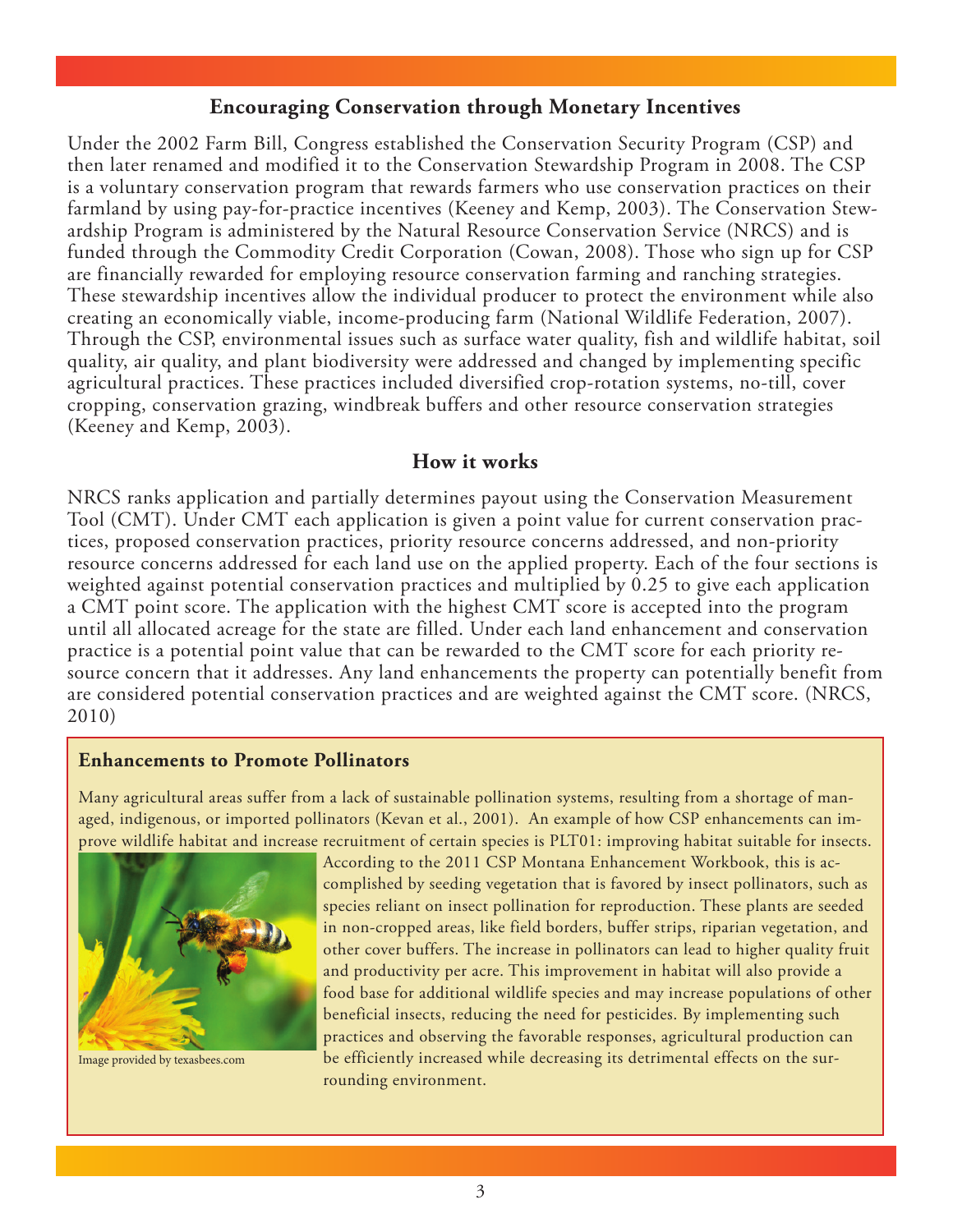## Encouraging Conservation through Monetary Incentives

Under the 2002 Farm Bill, Congress established the Conservation Security Program (CSP) and then later renamed and modified it to the Conservation Stewardship Program in 2008. The CSP is a voluntary conservation program that rewards farmers who use conservation practices on their farmland by using pay-for-practice incentives (Keeney and Kemp, 2003). The Conservation Stewardship Program is administered by the Natural Resource Conservation Service (NRCS) and is funded through the Commodity Credit Corporation (Cowan, 2008). Those who sign up for CSP are financially rewarded for employing resource conservation farming and ranching strategies. These stewardship incentives allow the individual producer to protect the environment while also creating an economically viable, income-producing farm (National Wildlife Federation, 2007). Through the CSP, environmental issues such as surface water quality, fish and wildlife habitat, soil quality, air quality, and plant biodiversity were addressed and changed by implementing specific agricultural practices. These practices included diversified crop-rotation systems, no-till, cover cropping, conservation grazing, windbreak buffers and other resource conservation strategies (Keeney and Kemp, 2003).

## How it works

NRCS ranks application and partially determines payout using the Conservation Measurement Tool (CMT). Under CMT each application is given a point value for current conservation practices, proposed conservation practices, priority resource concerns addressed, and non-priority resource concerns addressed for each land use on the applied property. Each of the four sections is weighted against potential conservation practices and multiplied by 0.25 to give each application a CMT point score. The application with the highest CMT score is accepted into the program until all allocated acreage for the state are filled. Under each land enhancement and conservation practice is a potential point value that can be rewarded to the CMT score for each priority resource concern that it addresses. Any land enhancements the property can potentially benefit from are considered potential conservation practices and are weighted against the CMT score. (NRCS, 2010)

### Enhancements to Promote Pollinators

Many agricultural areas suffer from a lack of sustainable pollination systems, resulting from a shortage of managed, indigenous, or imported pollinators (Kevan et al., 2001). An example of how CSP enhancements can improve wildlife habitat and increase recruitment of certain species is PLT01: improving habitat suitable for insects. According to the 2011 CSP Montana Enhancement Workbook, this is accomplished by seeding vegetation that is favored by insect pollinators, such as species reliant on insect pollination for reproduction. These plants are seeded in non-cropped areas, like field borders, buffer strips, riparian vegetation, and other cover buffers. The increase in pollinators can lead to higher quality fruit and productivity per acre. This improvement in habitat will also provide a food base for additional wildlife species and may increase populations of other beneficial insects, reducing the need for pesticides. By implementing such practices and observing the favorable responses, agricultural production can be efficiently increased while decreasing its detrimental effects on the surrounding environment.

Image provided by texasbees.com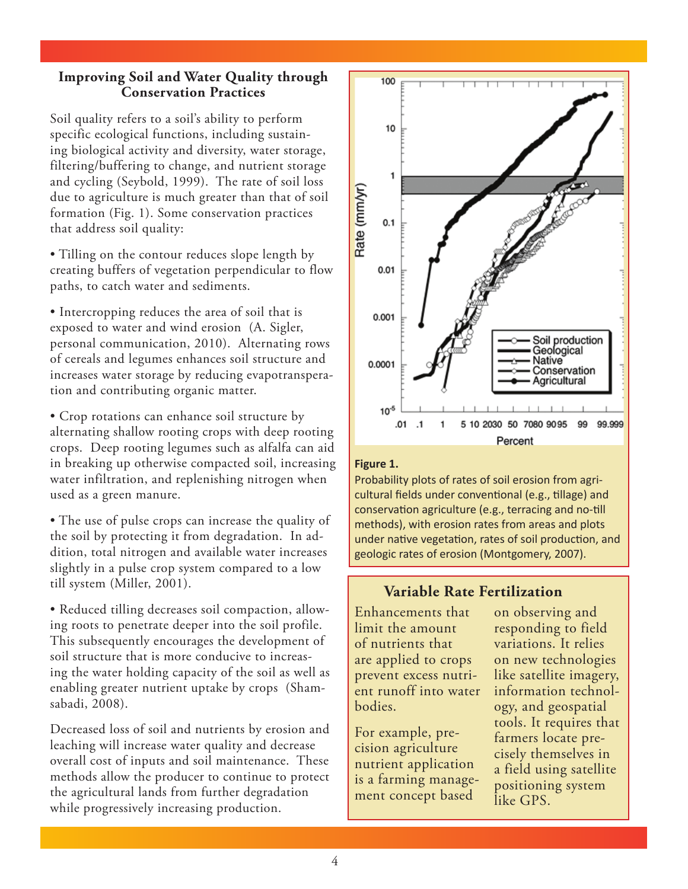## Improving Soil and Water Quality through Conservation Practices

Soil quality refers to a soil's ability to perform specific ecological functions, including sustaining biological activity and diversity, water storage, filtering/buffering to change, and nutrient storage and cycling (Seybold, 1999). The rate of soil loss due to agriculture is much greater than that of soil formation (Fig. 1). Some conservation practices that address soil quality:

- Tilling on the contour reduces slope length by creating buffers of vegetation perpendicular to flow paths, to catch water and sediments.
- Intercropping reduces the area of soil that is exposed to water and wind erosion (A. Sigler, personal communication, 2010). Alternating rows of cereals and legumes enhances soil structure and increases water storage by reducing evapotransperation and contributing organic matter.
- Crop rotations can enhance soil structure by alternating shallow rooting crops with deep rooting crops. Deep rooting legumes such as alfalfa can aid in breaking up otherwise compacted soil, increasing water infiltration, and replenishing nitrogen when used as a green manure.
- The use of pulse crops can increase the quality of the soil by protecting it from degradation. In addition, total nitrogen and available water increases slightly in a pulse crop system compared to a low till system (Miller, 2001).
- Reduced tilling decreases soil compaction, allowing roots to penetrate deeper into the soil profile. This subsequently encourages the development of soil structure that is more conducive to increasing the water holding capacity of the soil as well as enabling greater nutrient uptake by crops (Shamsabadi, 2008).

Decreased loss of soil and nutrients by erosion and leaching will increase water quality and decrease overall cost of inputs and soil maintenance. These methods allow the producer to continue to protect the agricultural lands from further degradation while progressively increasing production.

**Figure 1.**
Probability plots of rates of soil erosion from agricultural fields under conventional (e.g., tillage) and conservation agriculture (e.g., terracing and no-till methods), with erosion rates from areas and plots under native vegetation, rates of soil production, and geologic rates of erosion (Montgomery, 2007).

### Variable Rate Fertilization

Enhancements that limit the amount of nutrients that are applied to crops prevent excess nutrient runoff into water bodies.

For example, precision agriculture nutrient application is a farming management concept based on observing and responding to field variations. It relies on new technologies like satellite imagery, information technology, and geospatial tools. It requires that farmers locate precisely themselves in a field using satellite positioning system like GPS.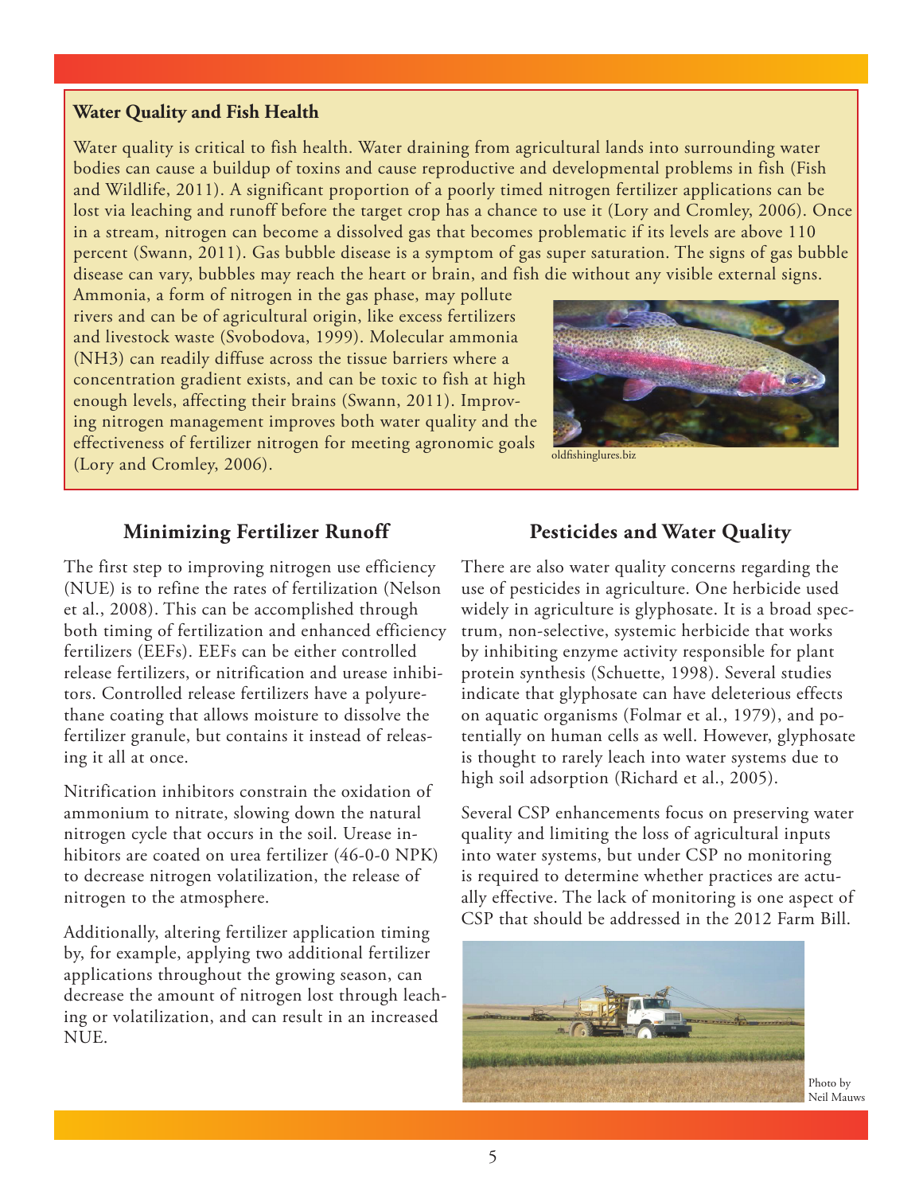## Water Quality and Fish Health

Water quality is critical to fish health. Water draining from agricultural lands into surrounding water bodies can cause a buildup of toxins and cause reproductive and developmental problems in fish (Fish and Wildlife, 2011). A significant proportion of a poorly timed nitrogen fertilizer applications can be lost via leaching and runoff before the target crop has a chance to use it (Lory and Cromley, 2006). Once in a stream, nitrogen can become a dissolved gas that becomes problematic if its levels are above 110 percent (Swann, 2011). Gas bubble disease is a symptom of gas super saturation. The signs of gas bubble disease can vary, bubbles may reach the heart or brain, and fish die without any visible external signs. Ammonia, a form of nitrogen in the gas phase, may pollute rivers and can be of agricultural origin, like excess fertilizers and livestock waste (Svobodova, 1999). Molecular ammonia ($NH_3$) can readily diffuse across the tissue barriers where a concentration gradient exists, and can be toxic to fish at high enough levels, affecting their brains (Swann, 2011). Improving nitrogen management improves both water quality and the effectiveness of fertilizer nitrogen for meeting agronomic goals (Lory and Cromley, 2006).

oldfishinglures.biz

## Minimizing Fertilizer Runoff

The first step to improving nitrogen use efficiency (NUE) is to refine the rates of fertilization (Nelson et al., 2008). This can be accomplished through both timing of fertilization and enhanced efficiency fertilizers (EEFs). EEFs can be either controlled release fertilizers, or nitrification and urease inhibitors. Controlled release fertilizers have a polyurethane coating that allows moisture to dissolve the fertilizer granule, but contains it instead of releasing it all at once.

Nitrification inhibitors constrain the oxidation of ammonium to nitrate, slowing down the natural nitrogen cycle that occurs in the soil. Urease inhibitors are coated on urea fertilizer (46-0-0 NPK) to decrease nitrogen volatilization, the release of nitrogen to the atmosphere.

Additionally, altering fertilizer application timing by, for example, applying two additional fertilizer applications throughout the growing season, can decrease the amount of nitrogen lost through leaching or volatilization, and can result in an increased NUE.

## Pesticides and Water Quality

There are also water quality concerns regarding the use of pesticides in agriculture. One herbicide used widely in agriculture is glyphosate. It is a broad spectrum, non-selective, systemic herbicide that works by inhibiting enzyme activity responsible for plant protein synthesis (Schuette, 1998). Several studies indicate that glyphosate can have deleterious effects on aquatic organisms (Folmar et al., 1979), and potentially on human cells as well. However, glyphosate is thought to rarely leach into water systems due to high soil adsorption (Richard et al., 2005).

Several CSP enhancements focus on preserving water quality and limiting the loss of agricultural inputs into water systems, but under CSP no monitoring is required to determine whether practices are actually effective. The lack of monitoring is one aspect of CSP that should be addressed in the 2012 Farm Bill.

Photo by Neil Mauws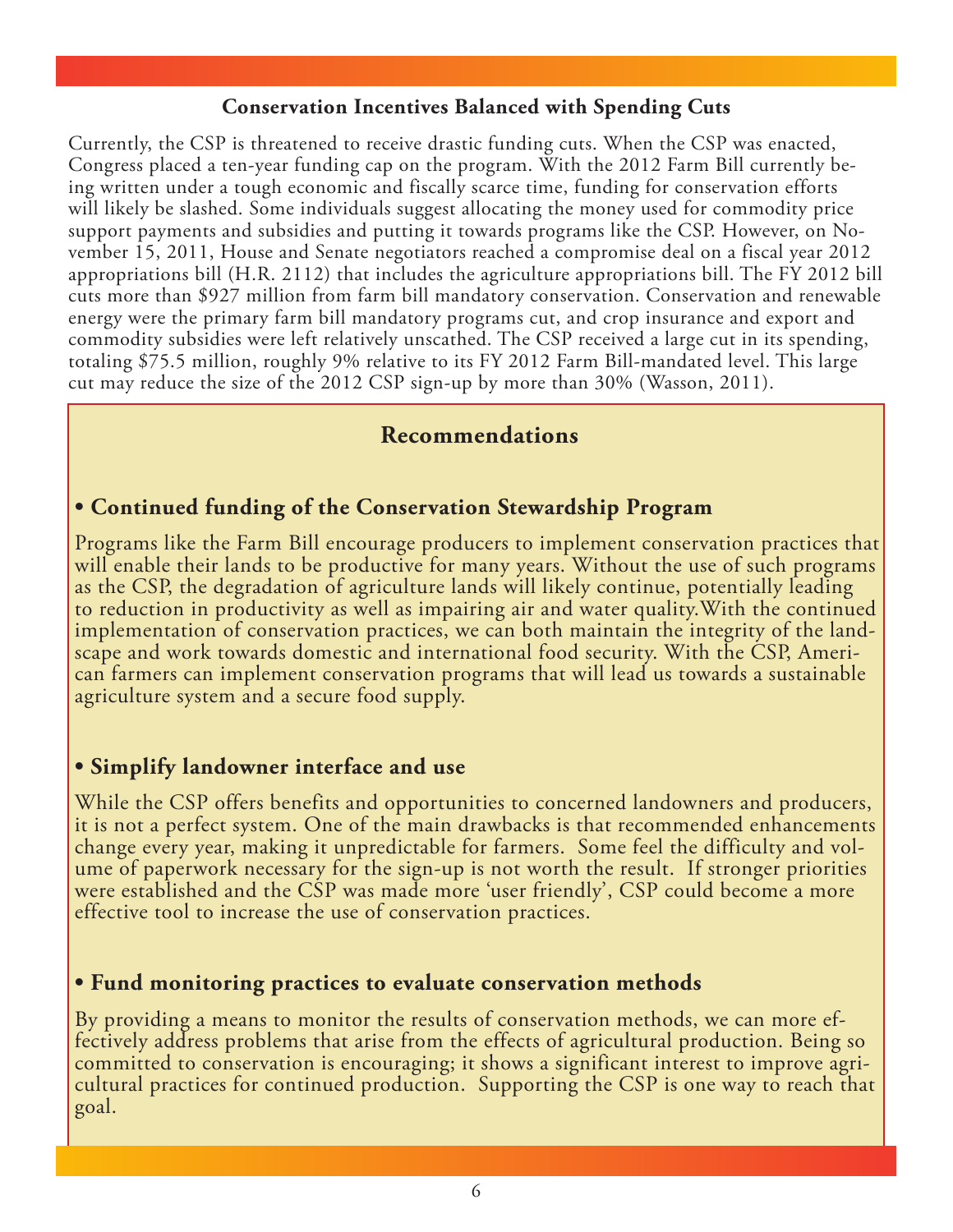### Conservation Incentives Balanced with Spending Cuts

Currently, the CSP is threatened to receive drastic funding cuts. When the CSP was enacted, Congress placed a ten-year funding cap on the program. With the 2012 Farm Bill currently being written under a tough economic and fiscally scarce time, funding for conservation efforts will likely be slashed. Some individuals suggest allocating the money used for commodity price support payments and subsidies and putting it towards programs like the CSP. However, on November 15, 2011, House and Senate negotiators reached a compromise deal on a fiscal year 2012 appropriations bill (H.R. 2112) that includes the agriculture appropriations bill. The FY 2012 bill cuts more than $927 million from farm bill mandatory conservation. Conservation and renewable energy were the primary farm bill mandatory programs cut, and crop insurance and export and commodity subsidies were left relatively unscathed. The CSP received a large cut in its spending, totaling $75.5 million, roughly 9% relative to its FY 2012 Farm Bill-mandated level. This large cut may reduce the size of the 2012 CSP sign-up by more than 30% (Wasson, 2011).

## Recommendations

### • Continued funding of the Conservation Stewardship Program

Programs like the Farm Bill encourage producers to implement conservation practices that will enable their lands to be productive for many years. Without the use of such programs as the CSP, the degradation of agriculture lands will likely continue, potentially leading to reduction in productivity as well as impairing air and water quality.With the continued implementation of conservation practices, we can both maintain the integrity of the landscape and work towards domestic and international food security. With the CSP, American farmers can implement conservation programs that will lead us towards a sustainable agriculture system and a secure food supply.

### • Simplify landowner interface and use

While the CSP offers benefits and opportunities to concerned landowners and producers, it is not a perfect system. One of the main drawbacks is that recommended enhancements change every year, making it unpredictable for farmers. Some feel the difficulty and volume of paperwork necessary for the sign-up is not worth the result. If stronger priorities were established and the CSP was made more 'user friendly', CSP could become a more effective tool to increase the use of conservation practices.

### • Fund monitoring practices to evaluate conservation methods

By providing a means to monitor the results of conservation methods, we can more effectively address problems that arise from the effects of agricultural production. Being so committed to conservation is encouraging; it shows a significant interest to improve agricultural practices for continued production. Supporting the CSP is one way to reach that goal.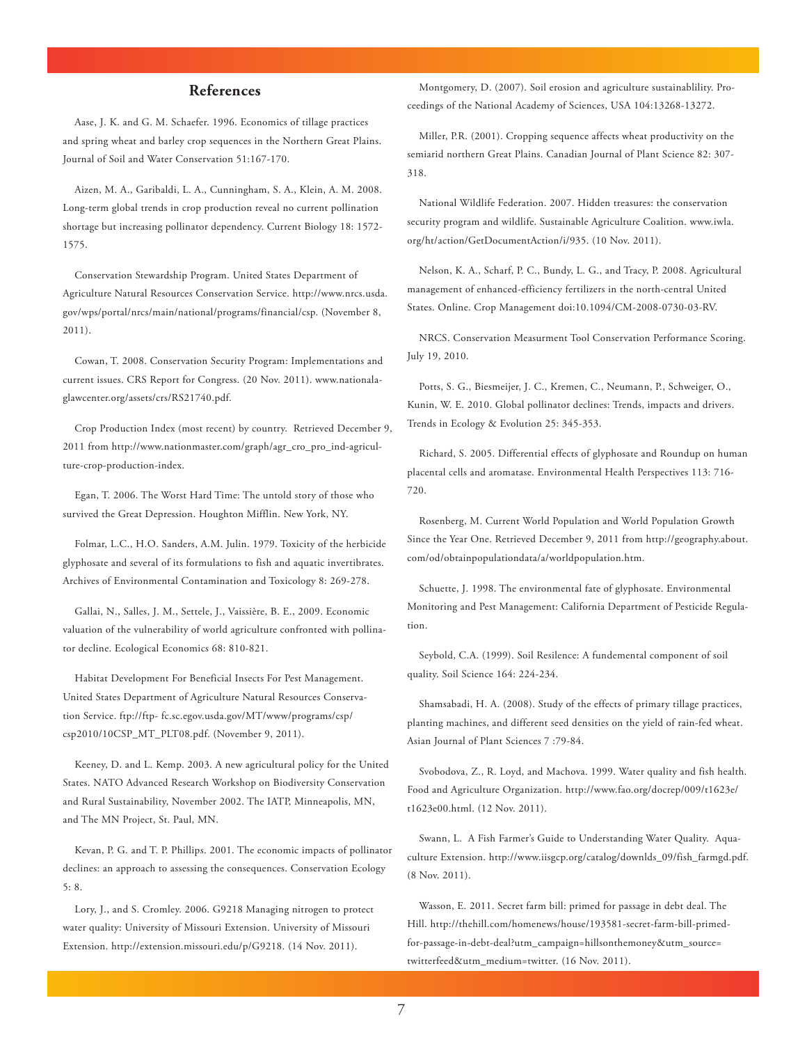## References

Aase, J. K. and G. M. Schaefer. 1996. Economics of tillage practices and spring wheat and barley crop sequences in the Northern Great Plains. Journal of Soil and Water Conservation 51:167-170.

Aizen, M. A., Garibaldi, L. A., Cunningham, S. A., Klein, A. M. 2008. Long-term global trends in crop production reveal no current pollination shortage but increasing pollinator dependency. Current Biology 18: 1572-1575.

Conservation Stewardship Program. United States Department of Agriculture Natural Resources Conservation Service. http://www.nrcs.usda.gov/wps/portal/nrcs/main/national/programs/financial/csp. (November 8, 2011).

Cowan, T. 2008. Conservation Security Program: Implementations and current issues. CRS Report for Congress. (20 Nov. 2011). www.nationalaglawcenter.org/assets/crs/RS21740.pdf.

Crop Production Index (most recent) by country. Retrieved December 9, 2011 from http://www.nationmaster.com/graph/agr_cro_pro_ind-agriculture-crop-production-index.

Egan, T. 2006. The Worst Hard Time: The untold story of those who survived the Great Depression. Houghton Mifflin. New York, NY.

Folmar, L.C., H.O. Sanders, A.M. Julin. 1979. Toxicity of the herbicide glyphosate and several of its formulations to fish and aquatic invertibrates. Archives of Environmental Contamination and Toxicology 8: 269-278.

Gallai, N., Salles, J. M., Settele, J., Vaissière, B. E., 2009. Economic valuation of the vulnerability of world agriculture confronted with pollinator decline. Ecological Economics 68: 810-821.

Habitat Development For Beneficial Insects For Pest Management. United States Department of Agriculture Natural Resources Conservation Service. ftp://ftp- fc.sc.egov.usda.gov/MT/www/programs/csp/csp2010/10CSP_MT_PLT08.pdf. (November 9, 2011).

Keeney, D. and L. Kemp. 2003. A new agricultural policy for the United States. NATO Advanced Research Workshop on Biodiversity Conservation and Rural Sustainability, November 2002. The IATP, Minneapolis, MN, and The MN Project, St. Paul, MN.

Kevan, P. G. and T. P. Phillips. 2001. The economic impacts of pollinator declines: an approach to assessing the consequences. Conservation Ecology 5: 8.

Lory, J., and S. Cromley. 2006. G9218 Managing nitrogen to protect water quality: University of Missouri Extension. University of Missouri Extension. http://extension.missouri.edu/p/G9218. (14 Nov. 2011).

Montgomery, D. (2007). Soil erosion and agriculture sustainablility. Proceedings of the National Academy of Sciences, USA 104:13268-13272.

Miller, P.R. (2001). Cropping sequence affects wheat productivity on the semiarid northern Great Plains. Canadian Journal of Plant Science 82: 307-318.

National Wildlife Federation. 2007. Hidden treasures: the conservation security program and wildlife. Sustainable Agriculture Coalition. www.iwla.org/ht/action/GetDocumentAction/i/935. (10 Nov. 2011).

Nelson, K. A., Scharf, P. C., Bundy, L. G., and Tracy, P. 2008. Agricultural management of enhanced-efficiency fertilizers in the north-central United States. Online. Crop Management doi:10.1094/CM-2008-0730-03-RV.

NRCS. Conservation Measurment Tool Conservation Performance Scoring. July 19, 2010.

Potts, S. G., Biesmeijer, J. C., Kremen, C., Neumann, P., Schweiger, O., Kunin, W. E. 2010. Global pollinator declines: Trends, impacts and drivers. Trends in Ecology & Evolution 25: 345-353.

Richard, S. 2005. Differential effects of glyphosate and Roundup on human placental cells and aromatase. Environmental Health Perspectives 113: 716-720.

Rosenberg, M. Current World Population and World Population Growth Since the Year One. Retrieved December 9, 2011 from http://geography.about.com/od/obtainpopulationdata/a/worldpopulation.htm.

Schuette, J. 1998. The environmental fate of glyphosate. Environmental Monitoring and Pest Management: California Department of Pesticide Regulation.

Seybold, C.A. (1999). Soil Resilence: A fundemental component of soil quality. Soil Science 164: 224-234.

Shamsabadi, H. A. (2008). Study of the effects of primary tillage practices, planting machines, and different seed densities on the yield of rain-fed wheat. Asian Journal of Plant Sciences 7 :79-84.

Svobodova, Z., R. Loyd, and Machova. 1999. Water quality and fish health. Food and Agriculture Organization. http://www.fao.org/docrep/009/t1623e/t1623e00.html. (12 Nov. 2011).

Swann, L. A Fish Farmer's Guide to Understanding Water Quality. Aquaculture Extension. http://www.iisgcp.org/catalog/downlds_09/fish_farmgd.pdf. (8 Nov. 2011).

Wasson, E. 2011. Secret farm bill: primed for passage in debt deal. The Hill. http://thehill.com/homenews/house/193581-secret-farm-bill-primed-for-passage-in-debt-deal?utm_campaign=hillsonthemoney&utm_source=twitterfeed&utm_medium=twitter. (16 Nov. 2011).